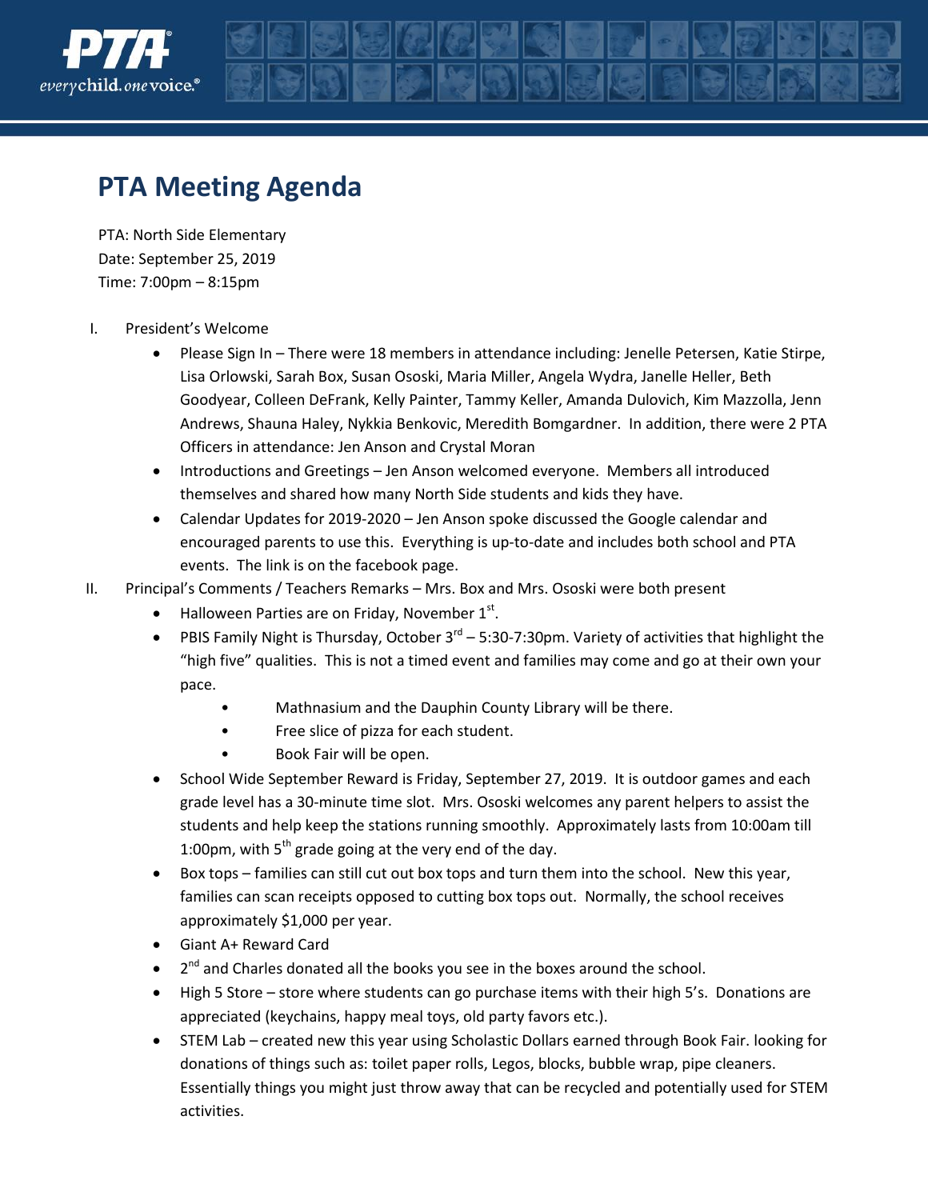# PTA Meeting Agenda

PTA: North Side Elementary
Date: September 25, 2019
Time: 7:00pm – 8:15pm

I. President's Welcome
   - Please Sign In – There were 18 members in attendance including: Jenelle Petersen, Katie Stirpe, Lisa Orlowski, Sarah Box, Susan Ososki, Maria Miller, Angela Wydra, Janelle Heller, Beth Goodyear, Colleen DeFrank, Kelly Painter, Tammy Keller, Amanda Dulovich, Kim Mazzolla, Jenn Andrews, Shauna Haley, Nykkia Benkovic, Meredith Bomgardner. In addition, there were 2 PTA Officers in attendance: Jen Anson and Crystal Moran
   - Introductions and Greetings – Jen Anson welcomed everyone. Members all introduced themselves and shared how many North Side students and kids they have.
   - Calendar Updates for 2019-2020 – Jen Anson spoke discussed the Google calendar and encouraged parents to use this. Everything is up-to-date and includes both school and PTA events. The link is on the facebook page.

II. Principal's Comments / Teachers Remarks – Mrs. Box and Mrs. Ososki were both present
   - Halloween Parties are on Friday, November 1st.
   - PBIS Family Night is Thursday, October 3rd – 5:30-7:30pm. Variety of activities that highlight the "high five" qualities. This is not a timed event and families may come and go at their own your pace.
     - Mathnasium and the Dauphin County Library will be there.
     - Free slice of pizza for each student.
     - Book Fair will be open.
   - School Wide September Reward is Friday, September 27, 2019. It is outdoor games and each grade level has a 30-minute time slot. Mrs. Ososki welcomes any parent helpers to assist the students and help keep the stations running smoothly. Approximately lasts from 10:00am till 1:00pm, with 5th grade going at the very end of the day.
   - Box tops – families can still cut out box tops and turn them into the school. New this year, families can scan receipts opposed to cutting box tops out. Normally, the school receives approximately $1,000 per year.
   - Giant A+ Reward Card
   - 2nd and Charles donated all the books you see in the boxes around the school.
   - High 5 Store – store where students can go purchase items with their high 5's. Donations are appreciated (keychains, happy meal toys, old party favors etc.).
   - STEM Lab – created new this year using Scholastic Dollars earned through Book Fair. looking for donations of things such as: toilet paper rolls, Legos, blocks, bubble wrap, pipe cleaners. Essentially things you might just throw away that can be recycled and potentially used for STEM activities.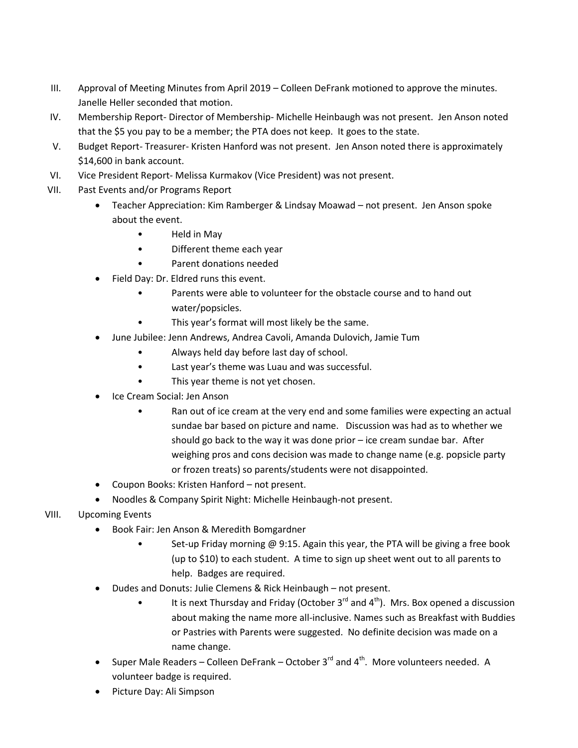III. Approval of Meeting Minutes from April 2019 – Colleen DeFrank motioned to approve the minutes. Janelle Heller seconded that motion.

IV. Membership Report- Director of Membership- Michelle Heinbaugh was not present. Jen Anson noted that the $5 you pay to be a member; the PTA does not keep. It goes to the state.

V. Budget Report- Treasurer- Kristen Hanford was not present. Jen Anson noted there is approximately $14,600 in bank account.

VI. Vice President Report- Melissa Kurmakov (Vice President) was not present.

VII. Past Events and/or Programs Report

- Teacher Appreciation: Kim Ramberger & Lindsay Moawad – not present. Jen Anson spoke about the event.
  - Held in May
  - Different theme each year
  - Parent donations needed
- Field Day: Dr. Eldred runs this event.
  - Parents were able to volunteer for the obstacle course and to hand out water/popsicles.
  - This year's format will most likely be the same.
- June Jubilee: Jenn Andrews, Andrea Cavoli, Amanda Dulovich, Jamie Tum
  - Always held day before last day of school.
  - Last year's theme was Luau and was successful.
  - This year theme is not yet chosen.
- Ice Cream Social: Jen Anson
  - Ran out of ice cream at the very end and some families were expecting an actual sundae bar based on picture and name. Discussion was had as to whether we should go back to the way it was done prior – ice cream sundae bar. After weighing pros and cons decision was made to change name (e.g. popsicle party or frozen treats) so parents/students were not disappointed.
- Coupon Books: Kristen Hanford – not present.
- Noodles & Company Spirit Night: Michelle Heinbaugh-not present.

VIII. Upcoming Events

- Book Fair: Jen Anson & Meredith Bomgardner
  - Set-up Friday morning @ 9:15. Again this year, the PTA will be giving a free book (up to $10) to each student. A time to sign up sheet went out to all parents to help. Badges are required.
- Dudes and Donuts: Julie Clemens & Rick Heinbaugh – not present.
  - It is next Thursday and Friday (October 3rd and 4th). Mrs. Box opened a discussion about making the name more all-inclusive. Names such as Breakfast with Buddies or Pastries with Parents were suggested. No definite decision was made on a name change.
- Super Male Readers – Colleen DeFrank – October 3rd and 4th. More volunteers needed. A volunteer badge is required.
- Picture Day: Ali Simpson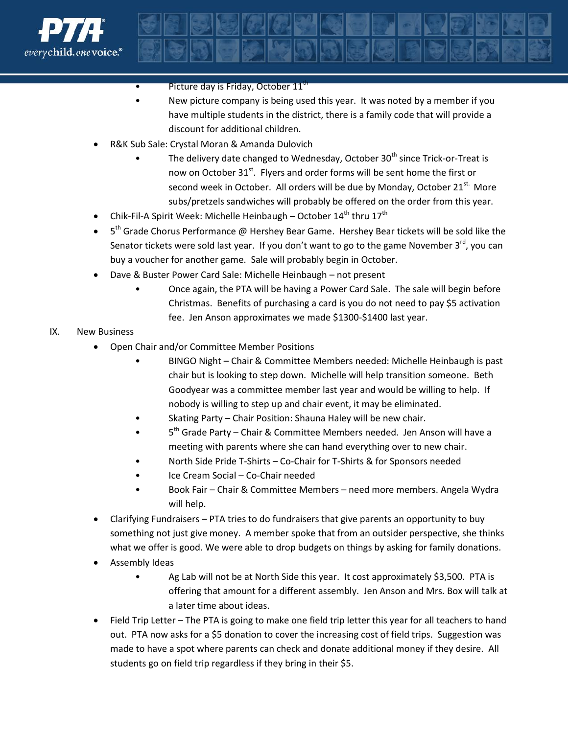- Picture day is Friday, October 11th
- New picture company is being used this year. It was noted by a member if you have multiple students in the district, there is a family code that will provide a discount for additional children.

- R&K Sub Sale: Crystal Moran & Amanda Dulovich
  - The delivery date changed to Wednesday, October 30th since Trick-or-Treat is now on October 31st. Flyers and order forms will be sent home the first or second week in October. All orders will be due by Monday, October 21st. More subs/pretzels sandwiches will probably be offered on the order from this year.
- Chik-Fil-A Spirit Week: Michelle Heinbaugh – October 14th thru 17th
- 5th Grade Chorus Performance @ Hershey Bear Game. Hershey Bear tickets will be sold like the Senator tickets were sold last year. If you don't want to go to the game November 3rd, you can buy a voucher for another game. Sale will probably begin in October.
- Dave & Buster Power Card Sale: Michelle Heinbaugh – not present
  - Once again, the PTA will be having a Power Card Sale. The sale will begin before Christmas. Benefits of purchasing a card is you do not need to pay $5 activation fee. Jen Anson approximates we made $1300-$1400 last year.

IX. New Business

- Open Chair and/or Committee Member Positions
  - BINGO Night – Chair & Committee Members needed: Michelle Heinbaugh is past chair but is looking to step down. Michelle will help transition someone. Beth Goodyear was a committee member last year and would be willing to help. If nobody is willing to step up and chair event, it may be eliminated.
  - Skating Party – Chair Position: Shauna Haley will be new chair.
  - 5th Grade Party – Chair & Committee Members needed. Jen Anson will have a meeting with parents where she can hand everything over to new chair.
  - North Side Pride T-Shirts – Co-Chair for T-Shirts & for Sponsors needed
  - Ice Cream Social – Co-Chair needed
  - Book Fair – Chair & Committee Members – need more members. Angela Wydra will help.
- Clarifying Fundraisers – PTA tries to do fundraisers that give parents an opportunity to buy something not just give money. A member spoke that from an outsider perspective, she thinks what we offer is good. We were able to drop budgets on things by asking for family donations.
- Assembly Ideas
  - Ag Lab will not be at North Side this year. It cost approximately $3,500. PTA is offering that amount for a different assembly. Jen Anson and Mrs. Box will talk at a later time about ideas.
- Field Trip Letter – The PTA is going to make one field trip letter this year for all teachers to hand out. PTA now asks for a $5 donation to cover the increasing cost of field trips. Suggestion was made to have a spot where parents can check and donate additional money if they desire. All students go on field trip regardless if they bring in their $5.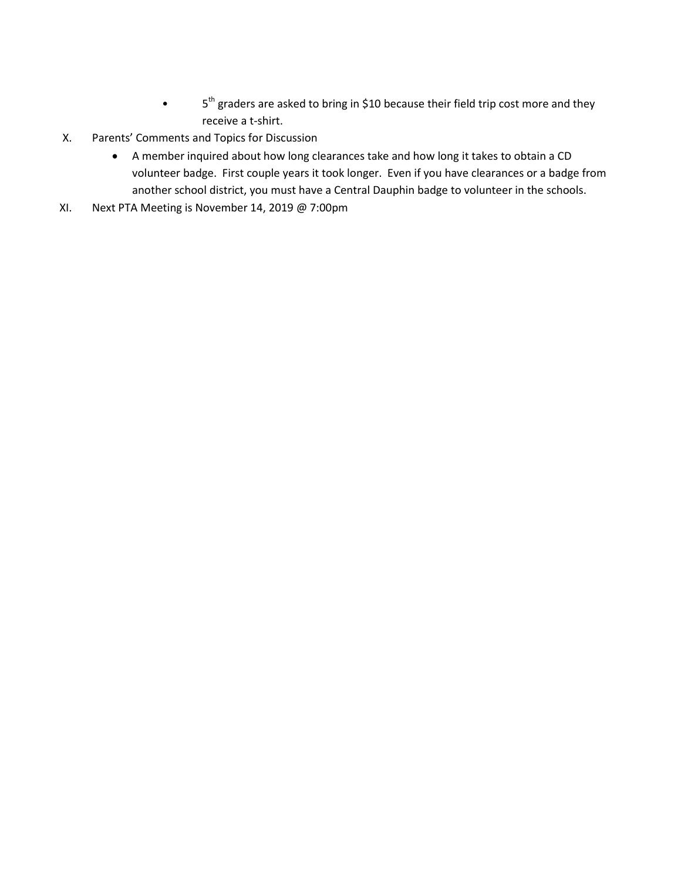- 5th graders are asked to bring in $10 because their field trip cost more and they receive a t-shirt.

X. Parents' Comments and Topics for Discussion
   - A member inquired about how long clearances take and how long it takes to obtain a CD volunteer badge. First couple years it took longer. Even if you have clearances or a badge from another school district, you must have a Central Dauphin badge to volunteer in the schools.

XI. Next PTA Meeting is November 14, 2019 @ 7:00pm